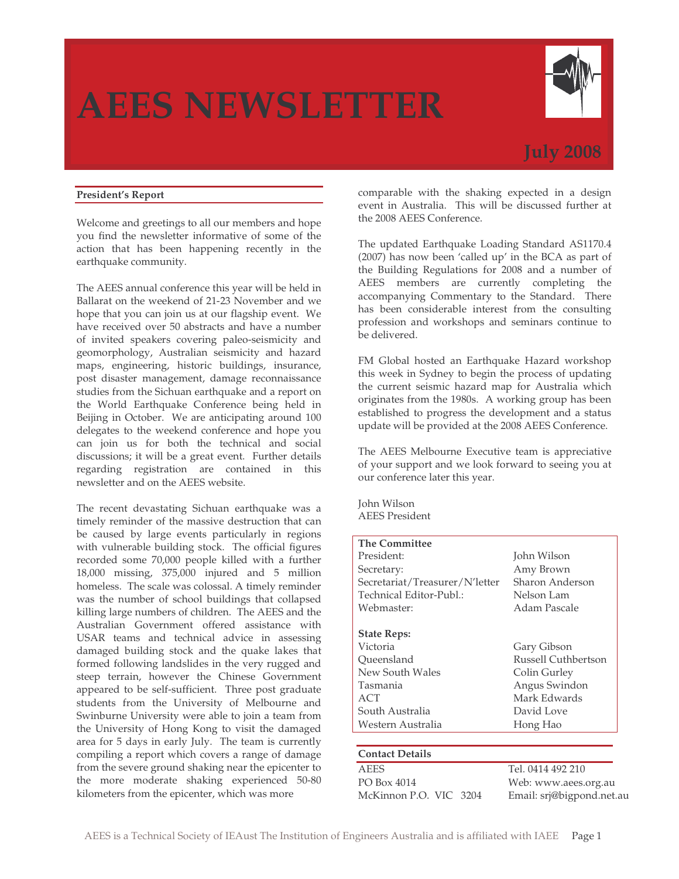# AEES NEWSLETTER

**July 2008**

## President's Report

Welcome and greetings to all our members and hope you find the newsletter informative of some of the action that has been happening recently in the earthquake community.

The AEES annual conference this year will be held in Ballarat on the weekend of 21-23 November and we hope that you can join us at our flagship event. We have received over 50 abstracts and have a number of invited speakers covering paleo-seismicity and geomorphology, Australian seismicity and hazard maps, engineering, historic buildings, insurance, post disaster management, damage reconnaissance studies from the Sichuan earthquake and a report on the World Earthquake Conference being held in Beijing in October. We are anticipating around 100 delegates to the weekend conference and hope you can join us for both the technical and social discussions; it will be a great event. Further details regarding registration are contained in this newsletter and on the AEES website.

The recent devastating Sichuan earthquake was a timely reminder of the massive destruction that can be caused by large events particularly in regions with vulnerable building stock. The official figures recorded some 70,000 people killed with a further 18,000 missing, 375,000 injured and 5 million homeless. The scale was colossal. A timely reminder was the number of school buildings that collapsed killing large numbers of children. The AEES and the Australian Government offered assistance with USAR teams and technical advice in assessing damaged building stock and the quake lakes that formed following landslides in the very rugged and steep terrain, however the Chinese Government appeared to be self-sufficient. Three post graduate students from the University of Melbourne and Swinburne University were able to join a team from the University of Hong Kong to visit the damaged area for 5 days in early July. The team is currently compiling a report which covers a range of damage from the severe ground shaking near the epicenter to the more moderate shaking experienced 50-80 kilometers from the epicenter, which was more comparable with the shaking expected in a design event in Australia. This will be discussed further at the 2008 AEES Conference.

The updated Earthquake Loading Standard AS1170.4 (2007) has now been 'called up' in the BCA as part of the Building Regulations for 2008 and a number of AEES members are currently completing the accompanying Commentary to the Standard. There has been considerable interest from the consulting profession and workshops and seminars continue to be delivered.

FM Global hosted an Earthquake Hazard workshop this week in Sydney to begin the process of updating the current seismic hazard map for Australia which originates from the 1980s. A working group has been established to progress the development and a status update will be provided at the 2008 AEES Conference.

The AEES Melbourne Executive team is appreciative of your support and we look forward to seeing you at our conference later this year.

John Wilson
AEES President

**The Committee**

| | |
|---|---|
| President: | John Wilson |
| Secretary: | Amy Brown |
| Secretariat/Treasurer/N'letter | Sharon Anderson |
| Technical Editor-Publ.: | Nelson Lam |
| Webmaster: | Adam Pascale |

**State Reps:**

| | |
|---|---|
| Victoria | Gary Gibson |
| Queensland | Russell Cuthbertson |
| New South Wales | Colin Gurley |
| Tasmania | Angus Swindon |
| ACT | Mark Edwards |
| South Australia | David Love |
| Western Australia | Hong Hao |

**Contact Details**

| | |
|---|---|
| AEES | Tel. 0414 492 210 |
| PO Box 4014 | Web: www.aees.org.au |
| McKinnon P.O. VIC 3204 | Email: srj@bigpond.net.au |

AEES is a Technical Society of IEAust The Institution of Engineers Australia and is affiliated with IAEE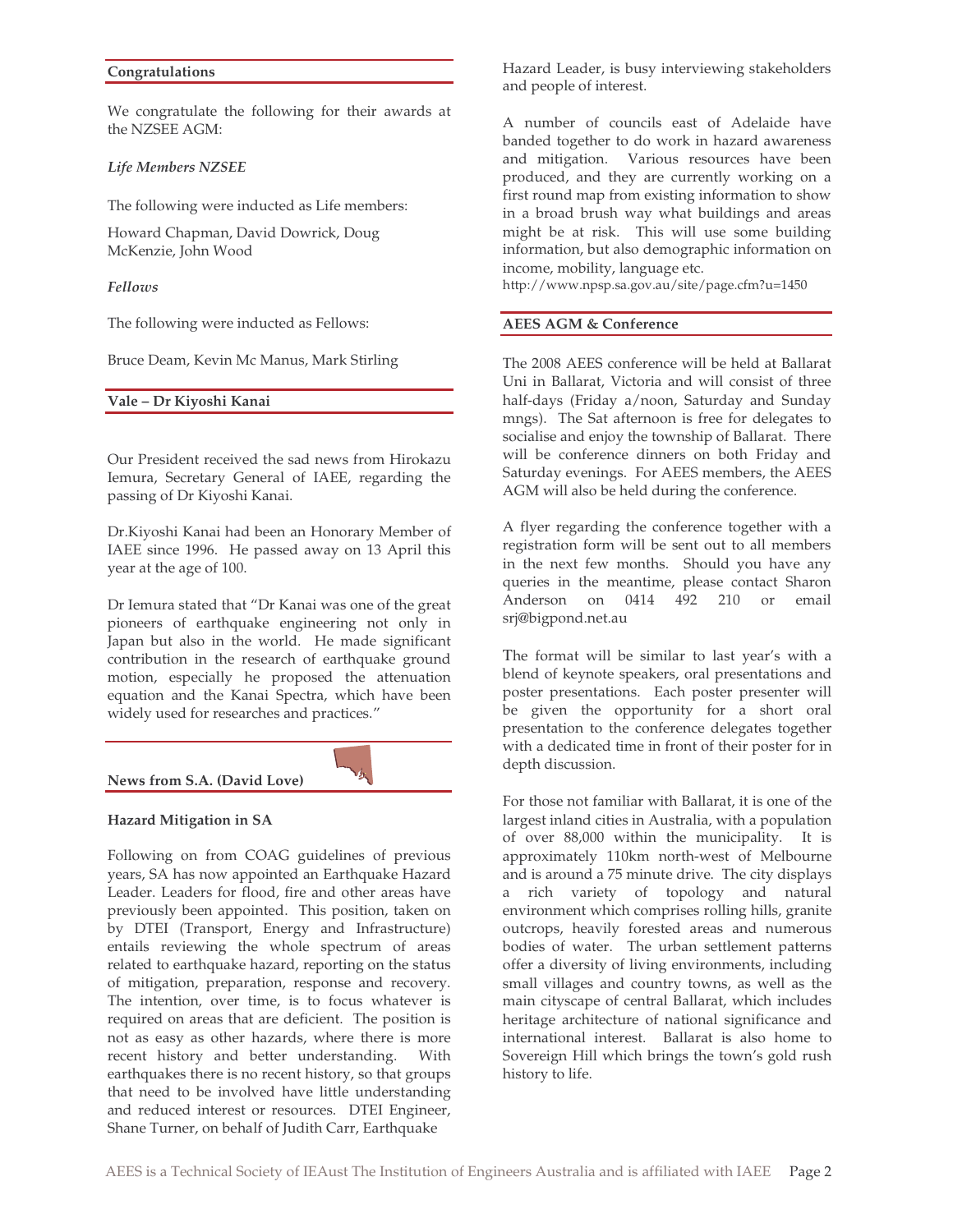## Congratulations

We congratulate the following for their awards at the NZSEE AGM:

*Life Members NZSEE*

The following were inducted as Life members:

Howard Chapman, David Dowrick, Doug McKenzie, John Wood

*Fellows*

The following were inducted as Fellows:

Bruce Deam, Kevin Mc Manus, Mark Stirling

## Vale – Dr Kiyoshi Kanai

Our President received the sad news from Hirokazu Iemura, Secretary General of IAEE, regarding the passing of Dr Kiyoshi Kanai.

Dr.Kiyoshi Kanai had been an Honorary Member of IAEE since 1996. He passed away on 13 April this year at the age of 100.

Dr Iemura stated that "Dr Kanai was one of the great pioneers of earthquake engineering not only in Japan but also in the world. He made significant contribution in the research of earthquake ground motion, especially he proposed the attenuation equation and the Kanai Spectra, which have been widely used for researches and practices."

## News from S.A. (David Love)

**Hazard Mitigation in SA**

Following on from COAG guidelines of previous years, SA has now appointed an Earthquake Hazard Leader. Leaders for flood, fire and other areas have previously been appointed. This position, taken on by DTEI (Transport, Energy and Infrastructure) entails reviewing the whole spectrum of areas related to earthquake hazard, reporting on the status of mitigation, preparation, response and recovery. The intention, over time, is to focus whatever is required on areas that are deficient. The position is not as easy as other hazards, where there is more recent history and better understanding. With earthquakes there is no recent history, so that groups that need to be involved have little understanding and reduced interest or resources. DTEI Engineer, Shane Turner, on behalf of Judith Carr, Earthquake Hazard Leader, is busy interviewing stakeholders and people of interest.

A number of councils east of Adelaide have banded together to do work in hazard awareness and mitigation. Various resources have been produced, and they are currently working on a first round map from existing information to show in a broad brush way what buildings and areas might be at risk. This will use some building information, but also demographic information on income, mobility, language etc.
http://www.npsp.sa.gov.au/site/page.cfm?u=1450

## AEES AGM & Conference

The 2008 AEES conference will be held at Ballarat Uni in Ballarat, Victoria and will consist of three half-days (Friday a/noon, Saturday and Sunday mngs). The Sat afternoon is free for delegates to socialise and enjoy the township of Ballarat. There will be conference dinners on both Friday and Saturday evenings. For AEES members, the AEES AGM will also be held during the conference.

A flyer regarding the conference together with a registration form will be sent out to all members in the next few months. Should you have any queries in the meantime, please contact Sharon Anderson on 0414 492 210 or email srj@bigpond.net.au

The format will be similar to last year's with a blend of keynote speakers, oral presentations and poster presentations. Each poster presenter will be given the opportunity for a short oral presentation to the conference delegates together with a dedicated time in front of their poster for in depth discussion.

For those not familiar with Ballarat, it is one of the largest inland cities in Australia, with a population of over 88,000 within the municipality. It is approximately 110km north-west of Melbourne and is around a 75 minute drive. The city displays a rich variety of topology and natural environment which comprises rolling hills, granite outcrops, heavily forested areas and numerous bodies of water. The urban settlement patterns offer a diversity of living environments, including small villages and country towns, as well as the main cityscape of central Ballarat, which includes heritage architecture of national significance and international interest. Ballarat is also home to Sovereign Hill which brings the town's gold rush history to life.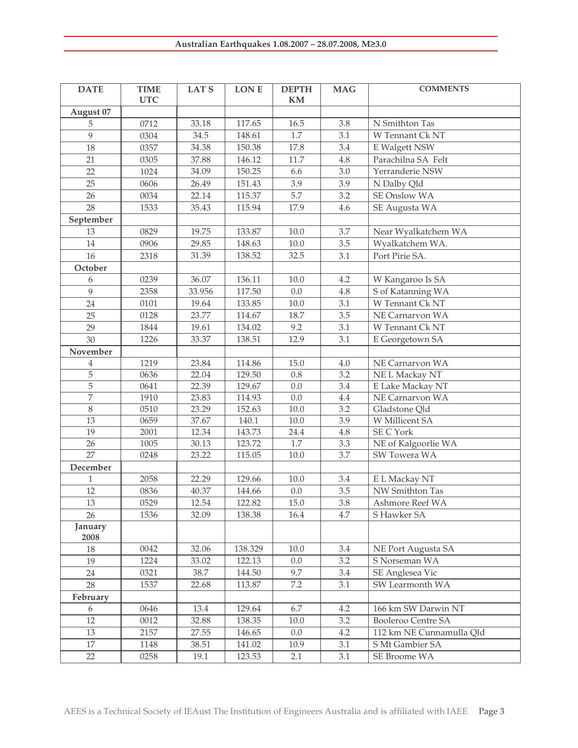| DATE | TIME UTC | LAT S | LON E | DEPTH KM | MAG | COMMENTS |
|---|---|---|---|---|---|---|
| **August 07** | | | | | | |
| 5 | 0712 | 33.18 | 117.65 | 16.5 | 3.8 | N Smithton Tas |
| 9 | 0304 | 34.5 | 148.61 | 1.7 | 3.1 | W Tennant Ck NT |
| 18 | 0357 | 34.38 | 150.38 | 17.8 | 3.4 | E Walgett NSW |
| 21 | 0305 | 37.88 | 146.12 | 11.7 | 4.8 | Parachilna SA Felt |
| 22 | 1024 | 34.09 | 150.25 | 6.6 | 3.0 | Yerranderie NSW |
| 25 | 0606 | 26.49 | 151.43 | 3.9 | 3.9 | N Dalby Qld |
| 26 | 0034 | 22.14 | 115.37 | 5.7 | 3.2 | SE Onslow WA |
| 28 | 1533 | 35.43 | 115.94 | 17.9 | 4.6 | SE Augusta WA |
| **September** | | | | | | |
| 13 | 0829 | 19.75 | 133.87 | 10.0 | 3.7 | Near Wyalkatchem WA |
| 14 | 0906 | 29.85 | 148.63 | 10.0 | 3.5 | Wyalkatchem WA. |
| 16 | 2318 | 31.39 | 138.52 | 32.5 | 3.1 | Port Pirie SA. |
| **October** | | | | | | |
| 6 | 0239 | 36.07 | 136.11 | 10.0 | 4.2 | W Kangaroo Is SA |
| 9 | 2358 | 33.956 | 117.50 | 0.0 | 4.8 | S of Katanning WA |
| 24 | 0101 | 19.64 | 133.85 | 10.0 | 3.1 | W Tennant Ck NT |
| 25 | 0128 | 23.77 | 114.67 | 18.7 | 3.5 | NE Carnarvon WA |
| 29 | 1844 | 19.61 | 134.02 | 9.2 | 3.1 | W Tennant Ck NT |
| 30 | 1226 | 33.37 | 138.51 | 12.9 | 3.1 | E Georgetown SA |
| **November** | | | | | | |
| 4 | 1219 | 23.84 | 114.86 | 15.0 | 4.0 | NE Carnarvon WA |
| 5 | 0636 | 22.04 | 129.50 | 0.8 | 3.2 | NE L Mackay NT |
| 5 | 0641 | 22.39 | 129.67 | 0.0 | 3.4 | E Lake Mackay NT |
| 7 | 1910 | 23.83 | 114.93 | 0.0 | 4.4 | NE Carnarvon WA |
| 8 | 0510 | 23.29 | 152.63 | 10.0 | 3.2 | Gladstone Qld |
| 13 | 0659 | 37.67 | 140.1 | 10.0 | 3.9 | W Millicent SA |
| 19 | 2001 | 12.34 | 143.73 | 24.4 | 4.8 | SE C York |
| 26 | 1005 | 30.13 | 123.72 | 1.7 | 3.3 | NE of Kalgoorlie WA |
| 27 | 0248 | 23.22 | 115.05 | 10.0 | 3.7 | SW Towera WA |
| **December** | | | | | | |
| 1 | 2058 | 22.29 | 129.66 | 10.0 | 3.4 | E L Mackay NT |
| 12 | 0836 | 40.37 | 144.66 | 0.0 | 3.5 | NW Smithton Tas |
| 13 | 0529 | 12.54 | 122.82 | 15.0 | 3.8 | Ashmore Reef WA |
| 26 | 1536 | 32.09 | 138.38 | 16.4 | 4.7 | S Hawker SA |
| **January 2008** | | | | | | |
| 18 | 0042 | 32.06 | 138.329 | 10.0 | 3.4 | NE Port Augusta SA |
| 19 | 1224 | 33.02 | 122.13 | 0.0 | 3.2 | S Norseman WA |
| 24 | 0321 | 38.7 | 144.50 | 9.7 | 3.4 | SE Anglesea Vic |
| 28 | 1537 | 22.68 | 113.87 | 7.2 | 3.1 | SW Learmonth WA |
| **February** | | | | | | |
| 6 | 0646 | 13.4 | 129.64 | 6.7 | 4.2 | 166 km SW Darwin NT |
| 12 | 0012 | 32.88 | 138.35 | 10.0 | 3.2 | Booleroo Centre SA |
| 13 | 2157 | 27.55 | 146.65 | 0.0 | 4.2 | 112 km NE Cunnamulla Qld |
| 17 | 1148 | 38.51 | 141.02 | 10.9 | 3.1 | S Mt Gambier SA |
| 22 | 0258 | 19.1 | 123.53 | 2.1 | 3.1 | SE Broome WA |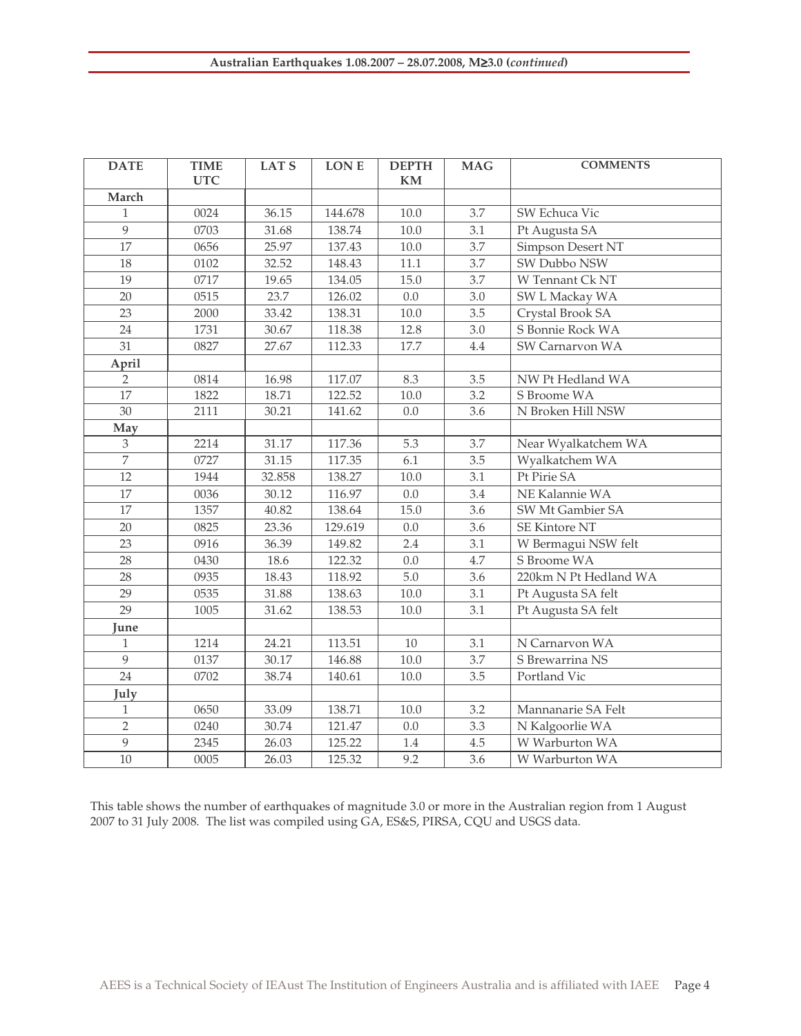**Australian Earthquakes 1.08.2007 – 28.07.2008, M≥3.0 (*continued*)**

| DATE | TIME UTC | LAT S | LON E | DEPTH KM | MAG | COMMENTS |
|---|---|---|---|---|---|---|
| **March** | | | | | | |
| 1 | 0024 | 36.15 | 144.678 | 10.0 | 3.7 | SW Echuca Vic |
| 9 | 0703 | 31.68 | 138.74 | 10.0 | 3.1 | Pt Augusta SA |
| 17 | 0656 | 25.97 | 137.43 | 10.0 | 3.7 | Simpson Desert NT |
| 18 | 0102 | 32.52 | 148.43 | 11.1 | 3.7 | SW Dubbo NSW |
| 19 | 0717 | 19.65 | 134.05 | 15.0 | 3.7 | W Tennant Ck NT |
| 20 | 0515 | 23.7 | 126.02 | 0.0 | 3.0 | SW L Mackay WA |
| 23 | 2000 | 33.42 | 138.31 | 10.0 | 3.5 | Crystal Brook SA |
| 24 | 1731 | 30.67 | 118.38 | 12.8 | 3.0 | S Bonnie Rock WA |
| 31 | 0827 | 27.67 | 112.33 | 17.7 | 4.4 | SW Carnarvon WA |
| **April** | | | | | | |
| 2 | 0814 | 16.98 | 117.07 | 8.3 | 3.5 | NW Pt Hedland WA |
| 17 | 1822 | 18.71 | 122.52 | 10.0 | 3.2 | S Broome WA |
| 30 | 2111 | 30.21 | 141.62 | 0.0 | 3.6 | N Broken Hill NSW |
| **May** | | | | | | |
| 3 | 2214 | 31.17 | 117.36 | 5.3 | 3.7 | Near Wyalkatchem WA |
| 7 | 0727 | 31.15 | 117.35 | 6.1 | 3.5 | Wyalkatchem WA |
| 12 | 1944 | 32.858 | 138.27 | 10.0 | 3.1 | Pt Pirie SA |
| 17 | 0036 | 30.12 | 116.97 | 0.0 | 3.4 | NE Kalannie WA |
| 17 | 1357 | 40.82 | 138.64 | 15.0 | 3.6 | SW Mt Gambier SA |
| 20 | 0825 | 23.36 | 129.619 | 0.0 | 3.6 | SE Kintore NT |
| 23 | 0916 | 36.39 | 149.82 | 2.4 | 3.1 | W Bermagui NSW felt |
| 28 | 0430 | 18.6 | 122.32 | 0.0 | 4.7 | S Broome WA |
| 28 | 0935 | 18.43 | 118.92 | 5.0 | 3.6 | 220km N Pt Hedland WA |
| 29 | 0535 | 31.88 | 138.63 | 10.0 | 3.1 | Pt Augusta SA felt |
| 29 | 1005 | 31.62 | 138.53 | 10.0 | 3.1 | Pt Augusta SA felt |
| **June** | | | | | | |
| 1 | 1214 | 24.21 | 113.51 | 10 | 3.1 | N Carnarvon WA |
| 9 | 0137 | 30.17 | 146.88 | 10.0 | 3.7 | S Brewarrina NS |
| 24 | 0702 | 38.74 | 140.61 | 10.0 | 3.5 | Portland Vic |
| **July** | | | | | | |
| 1 | 0650 | 33.09 | 138.71 | 10.0 | 3.2 | Mannanarie SA Felt |
| 2 | 0240 | 30.74 | 121.47 | 0.0 | 3.3 | N Kalgoorlie WA |
| 9 | 2345 | 26.03 | 125.22 | 1.4 | 4.5 | W Warburton WA |
| 10 | 0005 | 26.03 | 125.32 | 9.2 | 3.6 | W Warburton WA |

This table shows the number of earthquakes of magnitude 3.0 or more in the Australian region from 1 August 2007 to 31 July 2008. The list was compiled using GA, ES&S, PIRSA, CQU and USGS data.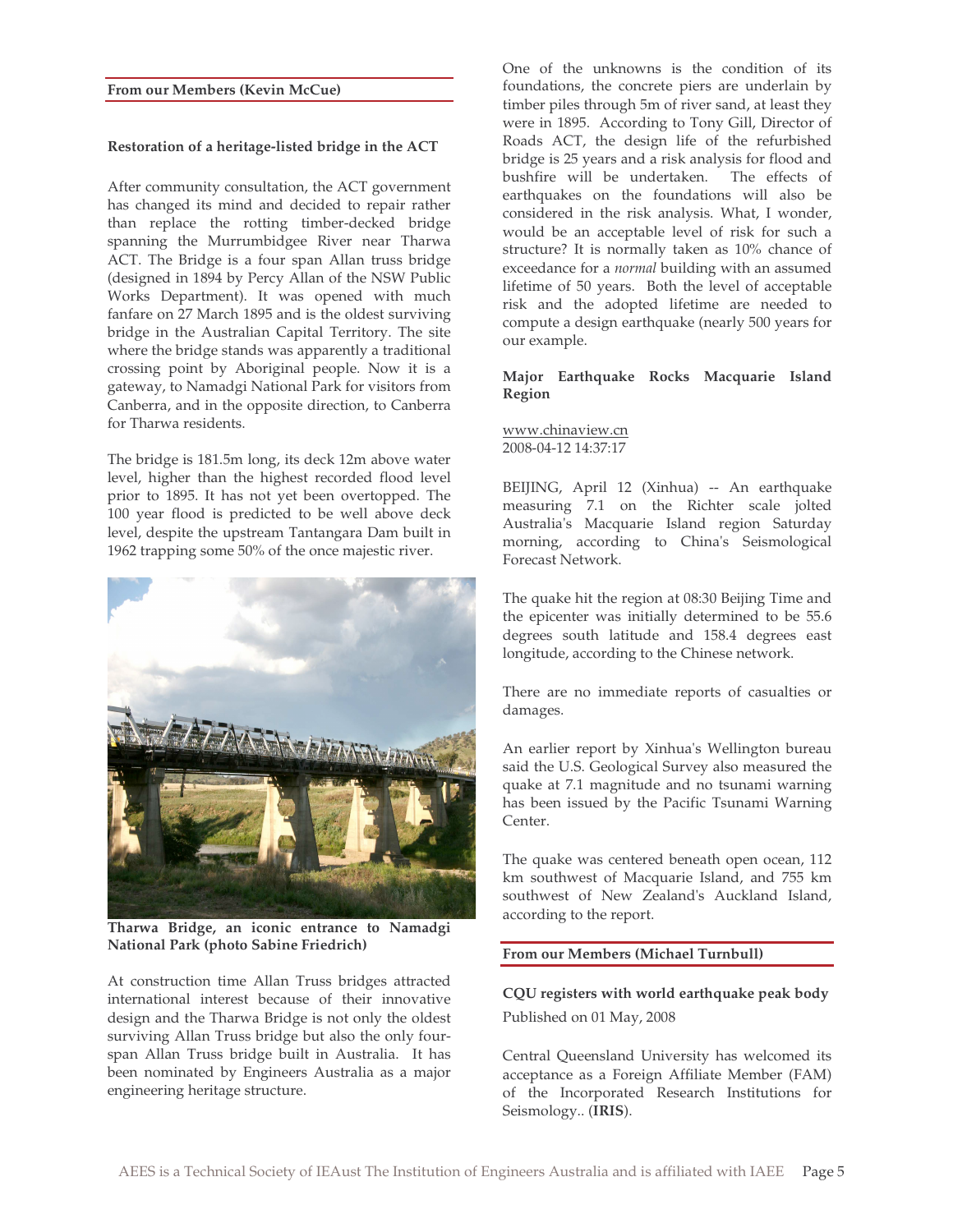## From our Members (Kevin McCue)

### Restoration of a heritage-listed bridge in the ACT

After community consultation, the ACT government has changed its mind and decided to repair rather than replace the rotting timber-decked bridge spanning the Murrumbidgee River near Tharwa ACT. The Bridge is a four span Allan truss bridge (designed in 1894 by Percy Allan of the NSW Public Works Department). It was opened with much fanfare on 27 March 1895 and is the oldest surviving bridge in the Australian Capital Territory. The site where the bridge stands was apparently a traditional crossing point by Aboriginal people. Now it is a gateway, to Namadgi National Park for visitors from Canberra, and in the opposite direction, to Canberra for Tharwa residents.

The bridge is 181.5m long, its deck 12m above water level, higher than the highest recorded flood level prior to 1895. It has not yet been overtopped. The 100 year flood is predicted to be well above deck level, despite the upstream Tantangara Dam built in 1962 trapping some 50% of the once majestic river.

**Tharwa Bridge, an iconic entrance to Namadgi National Park (photo Sabine Friedrich)**

At construction time Allan Truss bridges attracted international interest because of their innovative design and the Tharwa Bridge is not only the oldest surviving Allan Truss bridge but also the only four-span Allan Truss bridge built in Australia. It has been nominated by Engineers Australia as a major engineering heritage structure.

One of the unknowns is the condition of its foundations, the concrete piers are underlain by timber piles through 5m of river sand, at least they were in 1895. According to Tony Gill, Director of Roads ACT, the design life of the refurbished bridge is 25 years and a risk analysis for flood and bushfire will be undertaken. The effects of earthquakes on the foundations will also be considered in the risk analysis. What, I wonder, would be an acceptable level of risk for such a structure? It is normally taken as 10% chance of exceedance for a *normal* building with an assumed lifetime of 50 years. Both the level of acceptable risk and the adopted lifetime are needed to compute a design earthquake (nearly 500 years for our example.

### Major Earthquake Rocks Macquarie Island Region

www.chinaview.cn
2008-04-12 14:37:17

BEIJING, April 12 (Xinhua) -- An earthquake measuring 7.1 on the Richter scale jolted Australia's Macquarie Island region Saturday morning, according to China's Seismological Forecast Network.

The quake hit the region at 08:30 Beijing Time and the epicenter was initially determined to be 55.6 degrees south latitude and 158.4 degrees east longitude, according to the Chinese network.

There are no immediate reports of casualties or damages.

An earlier report by Xinhua's Wellington bureau said the U.S. Geological Survey also measured the quake at 7.1 magnitude and no tsunami warning has been issued by the Pacific Tsunami Warning Center.

The quake was centered beneath open ocean, 112 km southwest of Macquarie Island, and 755 km southwest of New Zealand's Auckland Island, according to the report.

## From our Members (Michael Turnbull)

### CQU registers with world earthquake peak body

Published on 01 May, 2008

Central Queensland University has welcomed its acceptance as a Foreign Affiliate Member (FAM) of the Incorporated Research Institutions for Seismology.. (**IRIS**).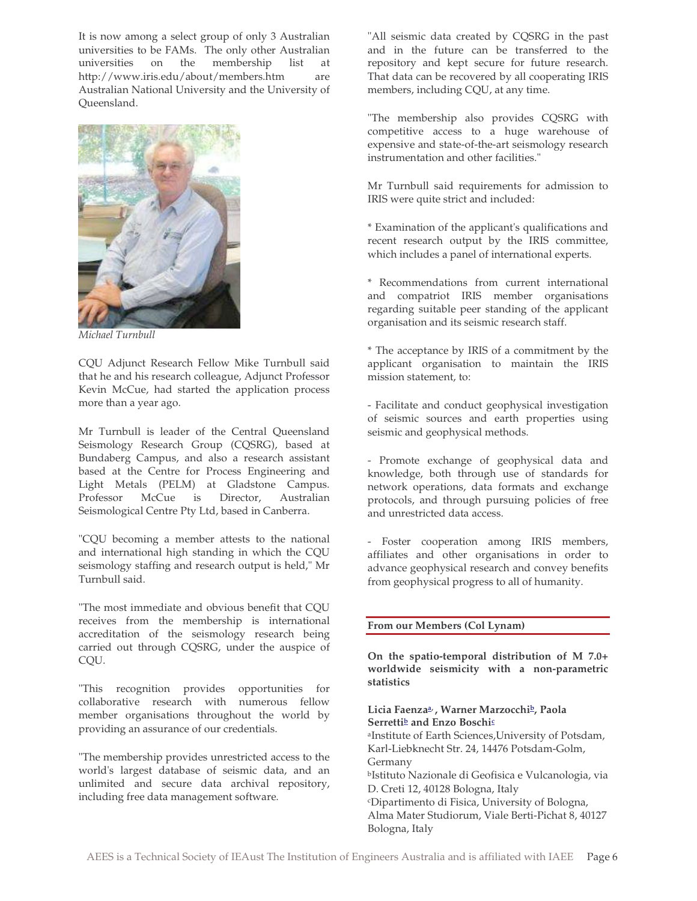It is now among a select group of only 3 Australian universities to be FAMs. The only other Australian universities on the membership list at http://www.iris.edu/about/members.htm are Australian National University and the University of Queensland.

*Michael Turnbull*

CQU Adjunct Research Fellow Mike Turnbull said that he and his research colleague, Adjunct Professor Kevin McCue, had started the application process more than a year ago.

Mr Turnbull is leader of the Central Queensland Seismology Research Group (CQSRG), based at Bundaberg Campus, and also a research assistant based at the Centre for Process Engineering and Light Metals (PELM) at Gladstone Campus. Professor McCue is Director, Australian Seismological Centre Pty Ltd, based in Canberra.

"CQU becoming a member attests to the national and international high standing in which the CQU seismology staffing and research output is held," Mr Turnbull said.

"The most immediate and obvious benefit that CQU receives from the membership is international accreditation of the seismology research being carried out through CQSRG, under the auspice of CQU.

"This recognition provides opportunities for collaborative research with numerous fellow member organisations throughout the world by providing an assurance of our credentials.

"The membership provides unrestricted access to the world's largest database of seismic data, and an unlimited and secure data archival repository, including free data management software.

"All seismic data created by CQSRG in the past and in the future can be transferred to the repository and kept secure for future research. That data can be recovered by all cooperating IRIS members, including CQU, at any time.

"The membership also provides CQSRG with competitive access to a huge warehouse of expensive and state-of-the-art seismology research instrumentation and other facilities."

Mr Turnbull said requirements for admission to IRIS were quite strict and included:

* Examination of the applicant's qualifications and recent research output by the IRIS committee, which includes a panel of international experts.

* Recommendations from current international and compatriot IRIS member organisations regarding suitable peer standing of the applicant organisation and its seismic research staff.

* The acceptance by IRIS of a commitment by the applicant organisation to maintain the IRIS mission statement, to:

- Facilitate and conduct geophysical investigation of seismic sources and earth properties using seismic and geophysical methods.

- Promote exchange of geophysical data and knowledge, both through use of standards for network operations, data formats and exchange protocols, and through pursuing policies of free and unrestricted data access.

- Foster cooperation among IRIS members, affiliates and other organisations in order to advance geophysical research and convey benefits from geophysical progress to all of humanity.

## From our Members (Col Lynam)

### On the spatio-temporal distribution of M 7.0+ worldwide seismicity with a non-parametric statistics

**Licia Faenza[a], Warner Marzocchi[b], Paola Serretti[b] and Enzo Boschi[c]**

[a]Institute of Earth Sciences,University of Potsdam, Karl-Liebknecht Str. 24, 14476 Potsdam-Golm, Germany

[b]Istituto Nazionale di Geofisica e Vulcanologia, via D. Creti 12, 40128 Bologna, Italy

[c]Dipartimento di Fisica, University of Bologna, Alma Mater Studiorum, Viale Berti-Pichat 8, 40127 Bologna, Italy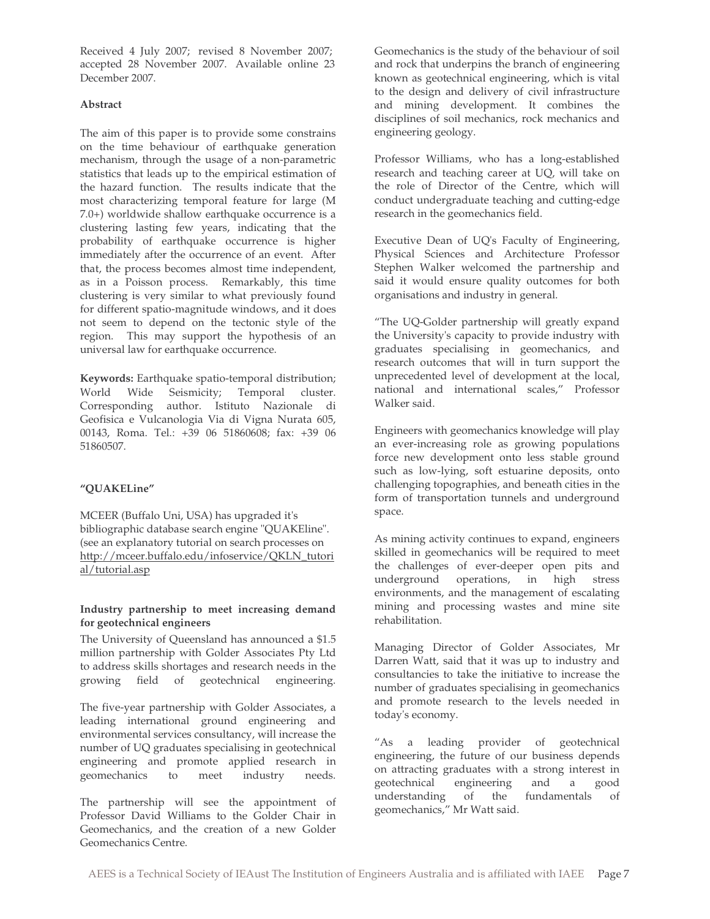Received 4 July 2007; revised 8 November 2007; accepted 28 November 2007. Available online 23 December 2007.

**Abstract**

The aim of this paper is to provide some constrains on the time behaviour of earthquake generation mechanism, through the usage of a non-parametric statistics that leads up to the empirical estimation of the hazard function. The results indicate that the most characterizing temporal feature for large (M 7.0+) worldwide shallow earthquake occurrence is a clustering lasting few years, indicating that the probability of earthquake occurrence is higher immediately after the occurrence of an event. After that, the process becomes almost time independent, as in a Poisson process. Remarkably, this time clustering is very similar to what previously found for different spatio-magnitude windows, and it does not seem to depend on the tectonic style of the region. This may support the hypothesis of an universal law for earthquake occurrence.

**Keywords:** Earthquake spatio-temporal distribution; World Wide Seismicity; Temporal cluster. Corresponding author. Istituto Nazionale di Geofisica e Vulcanologia Via di Vigna Nurata 605, 00143, Roma. Tel.: +39 06 51860608; fax: +39 06 51860507.

## "QUAKELine"

MCEER (Buffalo Uni, USA) has upgraded it's bibliographic database search engine "QUAKEline". (see an explanatory tutorial on search processes on http://mceer.buffalo.edu/infoservice/QKLN_tutorial/tutorial.asp

## Industry partnership to meet increasing demand for geotechnical engineers

The University of Queensland has announced a $1.5 million partnership with Golder Associates Pty Ltd to address skills shortages and research needs in the growing field of geotechnical engineering.

The five-year partnership with Golder Associates, a leading international ground engineering and environmental services consultancy, will increase the number of UQ graduates specialising in geotechnical engineering and promote applied research in geomechanics to meet industry needs.

The partnership will see the appointment of Professor David Williams to the Golder Chair in Geomechanics, and the creation of a new Golder Geomechanics Centre.

Geomechanics is the study of the behaviour of soil and rock that underpins the branch of engineering known as geotechnical engineering, which is vital to the design and delivery of civil infrastructure and mining development. It combines the disciplines of soil mechanics, rock mechanics and engineering geology.

Professor Williams, who has a long-established research and teaching career at UQ, will take on the role of Director of the Centre, which will conduct undergraduate teaching and cutting-edge research in the geomechanics field.

Executive Dean of UQ's Faculty of Engineering, Physical Sciences and Architecture Professor Stephen Walker welcomed the partnership and said it would ensure quality outcomes for both organisations and industry in general.

"The UQ-Golder partnership will greatly expand the University's capacity to provide industry with graduates specialising in geomechanics, and research outcomes that will in turn support the unprecedented level of development at the local, national and international scales," Professor Walker said.

Engineers with geomechanics knowledge will play an ever-increasing role as growing populations force new development onto less stable ground such as low-lying, soft estuarine deposits, onto challenging topographies, and beneath cities in the form of transportation tunnels and underground space.

As mining activity continues to expand, engineers skilled in geomechanics will be required to meet the challenges of ever-deeper open pits and underground operations, in high stress environments, and the management of escalating mining and processing wastes and mine site rehabilitation.

Managing Director of Golder Associates, Mr Darren Watt, said that it was up to industry and consultancies to take the initiative to increase the number of graduates specialising in geomechanics and promote research to the levels needed in today's economy.

"As a leading provider of geotechnical engineering, the future of our business depends on attracting graduates with a strong interest in geotechnical engineering and a good understanding of the fundamentals of geomechanics," Mr Watt said.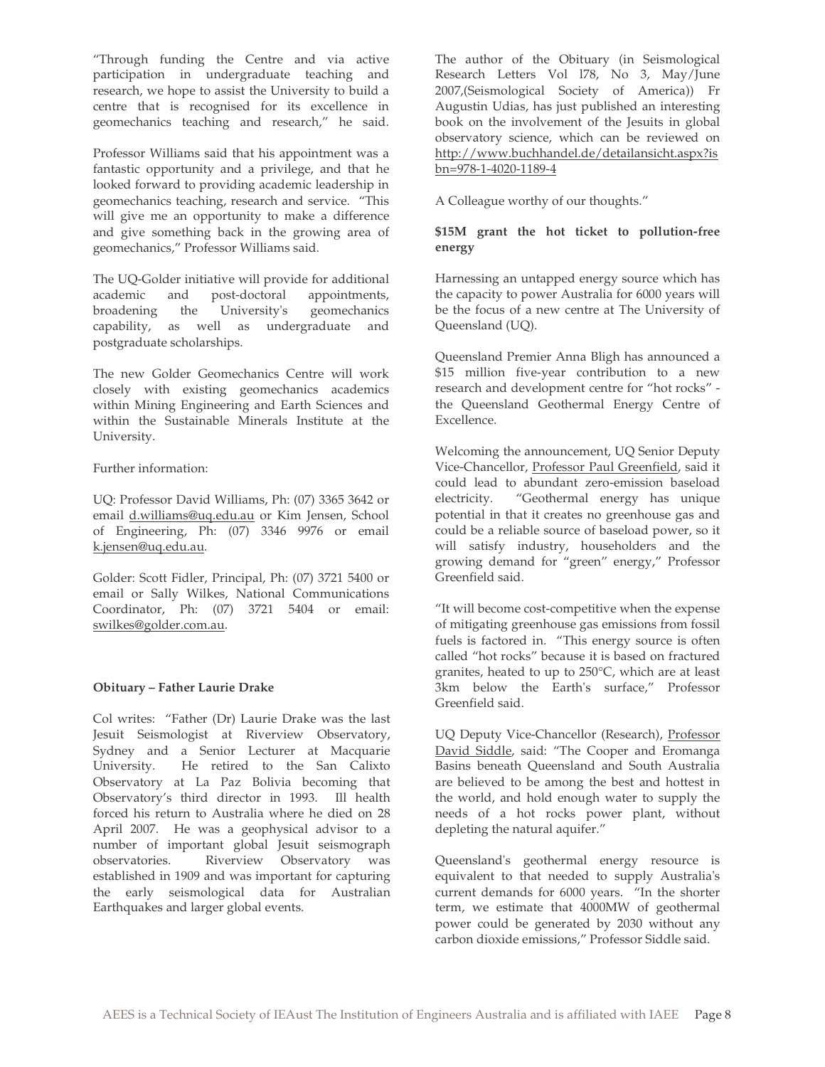"Through funding the Centre and via active participation in undergraduate teaching and research, we hope to assist the University to build a centre that is recognised for its excellence in geomechanics teaching and research," he said.

Professor Williams said that his appointment was a fantastic opportunity and a privilege, and that he looked forward to providing academic leadership in geomechanics teaching, research and service. "This will give me an opportunity to make a difference and give something back in the growing area of geomechanics," Professor Williams said.

The UQ-Golder initiative will provide for additional academic and post-doctoral appointments, broadening the University's geomechanics capability, as well as undergraduate and postgraduate scholarships.

The new Golder Geomechanics Centre will work closely with existing geomechanics academics within Mining Engineering and Earth Sciences and within the Sustainable Minerals Institute at the University.

Further information:

UQ: Professor David Williams, Ph: (07) 3365 3642 or email d.williams@uq.edu.au or Kim Jensen, School of Engineering, Ph: (07) 3346 9976 or email k.jensen@uq.edu.au.

Golder: Scott Fidler, Principal, Ph: (07) 3721 5400 or email or Sally Wilkes, National Communications Coordinator, Ph: (07) 3721 5404 or email: swilkes@golder.com.au.

**Obituary – Father Laurie Drake**

Col writes: "Father (Dr) Laurie Drake was the last Jesuit Seismologist at Riverview Observatory, Sydney and a Senior Lecturer at Macquarie University. He retired to the San Calixto Observatory at La Paz Bolivia becoming that Observatory's third director in 1993. Ill health forced his return to Australia where he died on 28 April 2007. He was a geophysical advisor to a number of important global Jesuit seismograph observatories. Riverview Observatory was established in 1909 and was important for capturing the early seismological data for Australian Earthquakes and larger global events.

The author of the Obituary (in Seismological Research Letters Vol l78, No 3, May/June 2007,(Seismological Society of America)) Fr Augustin Udias, has just published an interesting book on the involvement of the Jesuits in global observatory science, which can be reviewed on http://www.buchhandel.de/detailansicht.aspx?isbn=978-1-4020-1189-4

A Colleague worthy of our thoughts."

**$15M grant the hot ticket to pollution-free energy**

Harnessing an untapped energy source which has the capacity to power Australia for 6000 years will be the focus of a new centre at The University of Queensland (UQ).

Queensland Premier Anna Bligh has announced a $15 million five-year contribution to a new research and development centre for "hot rocks" - the Queensland Geothermal Energy Centre of Excellence.

Welcoming the announcement, UQ Senior Deputy Vice-Chancellor, Professor Paul Greenfield, said it could lead to abundant zero-emission baseload electricity. "Geothermal energy has unique potential in that it creates no greenhouse gas and could be a reliable source of baseload power, so it will satisfy industry, householders and the growing demand for "green" energy," Professor Greenfield said.

"It will become cost-competitive when the expense of mitigating greenhouse gas emissions from fossil fuels is factored in. "This energy source is often called "hot rocks" because it is based on fractured granites, heated to up to 250°C, which are at least 3km below the Earth's surface," Professor Greenfield said.

UQ Deputy Vice-Chancellor (Research), Professor David Siddle, said: "The Cooper and Eromanga Basins beneath Queensland and South Australia are believed to be among the best and hottest in the world, and hold enough water to supply the needs of a hot rocks power plant, without depleting the natural aquifer."

Queensland's geothermal energy resource is equivalent to that needed to supply Australia's current demands for 6000 years. "In the shorter term, we estimate that 4000MW of geothermal power could be generated by 2030 without any carbon dioxide emissions," Professor Siddle said.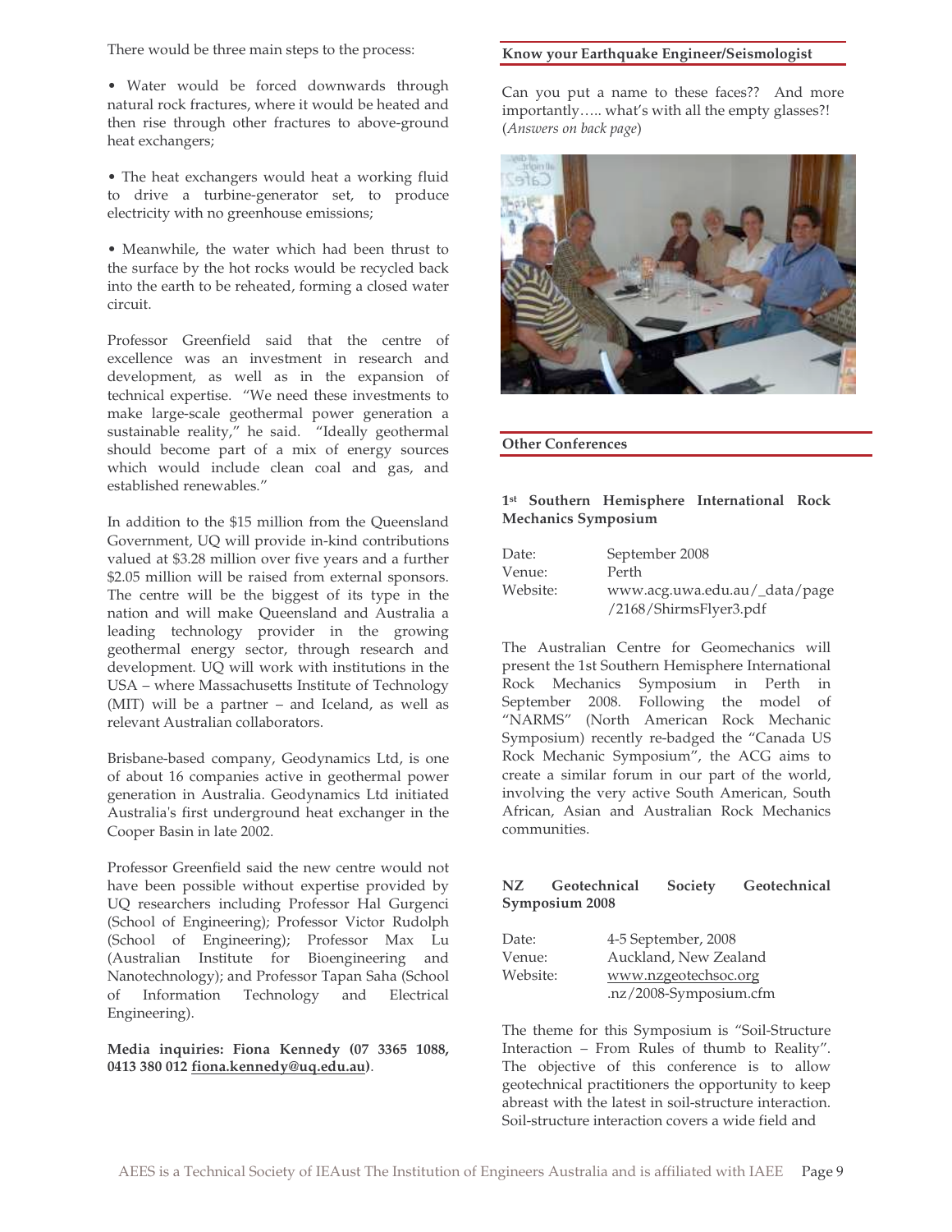There would be three main steps to the process:

- Water would be forced downwards through natural rock fractures, where it would be heated and then rise through other fractures to above-ground heat exchangers;

- The heat exchangers would heat a working fluid to drive a turbine-generator set, to produce electricity with no greenhouse emissions;

- Meanwhile, the water which had been thrust to the surface by the hot rocks would be recycled back into the earth to be reheated, forming a closed water circuit.

Professor Greenfield said that the centre of excellence was an investment in research and development, as well as in the expansion of technical expertise. "We need these investments to make large-scale geothermal power generation a sustainable reality," he said. "Ideally geothermal should become part of a mix of energy sources which would include clean coal and gas, and established renewables."

In addition to the $15 million from the Queensland Government, UQ will provide in-kind contributions valued at $3.28 million over five years and a further $2.05 million will be raised from external sponsors. The centre will be the biggest of its type in the nation and will make Queensland and Australia a leading technology provider in the growing geothermal energy sector, through research and development. UQ will work with institutions in the USA – where Massachusetts Institute of Technology (MIT) will be a partner – and Iceland, as well as relevant Australian collaborators.

Brisbane-based company, Geodynamics Ltd, is one of about 16 companies active in geothermal power generation in Australia. Geodynamics Ltd initiated Australia's first underground heat exchanger in the Cooper Basin in late 2002.

Professor Greenfield said the new centre would not have been possible without expertise provided by UQ researchers including Professor Hal Gurgenci (School of Engineering); Professor Victor Rudolph (School of Engineering); Professor Max Lu (Australian Institute for Bioengineering and Nanotechnology); and Professor Tapan Saha (School of Information Technology and Electrical Engineering).

**Media inquiries: Fiona Kennedy (07 3365 1088, 0413 380 012 fiona.kennedy@uq.edu.au)**.

## Know your Earthquake Engineer/Seismologist

Can you put a name to these faces?? And more importantly….. what's with all the empty glasses?! (*Answers on back page*)

## Other Conferences

### 1st Southern Hemisphere International Rock Mechanics Symposium

| | |
|---|---|
| Date: | September 2008 |
| Venue: | Perth |
| Website: | www.acg.uwa.edu.au/_data/page/2168/ShirmsFlyer3.pdf |

The Australian Centre for Geomechanics will present the 1st Southern Hemisphere International Rock Mechanics Symposium in Perth in September 2008. Following the model of "NARMS" (North American Rock Mechanic Symposium) recently re-badged the "Canada US Rock Mechanic Symposium", the ACG aims to create a similar forum in our part of the world, involving the very active South American, South African, Asian and Australian Rock Mechanics communities.

### NZ Geotechnical Society Geotechnical Symposium 2008

| | |
|---|---|
| Date: | 4-5 September, 2008 |
| Venue: | Auckland, New Zealand |
| Website: | www.nzgeotechsoc.org.nz/2008-Symposium.cfm |

The theme for this Symposium is "Soil-Structure Interaction – From Rules of thumb to Reality". The objective of this conference is to allow geotechnical practitioners the opportunity to keep abreast with the latest in soil-structure interaction. Soil-structure interaction covers a wide field and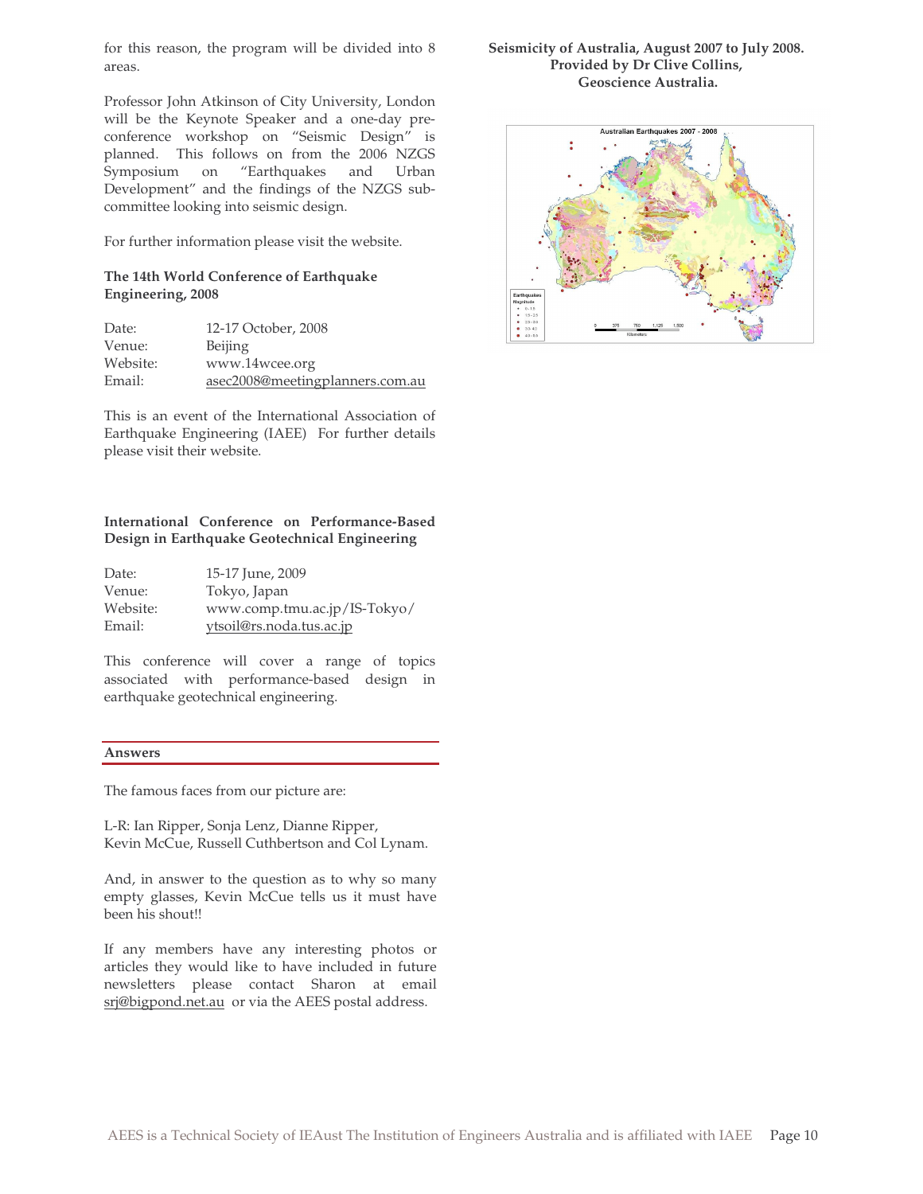for this reason, the program will be divided into 8 areas.

Professor John Atkinson of City University, London will be the Keynote Speaker and a one-day pre-conference workshop on "Seismic Design" is planned. This follows on from the 2006 NZGS Symposium on "Earthquakes and Urban Development" and the findings of the NZGS sub-committee looking into seismic design.

For further information please visit the website.

**The 14th World Conference of Earthquake Engineering, 2008**

| | |
|---|---|
| Date: | 12-17 October, 2008 |
| Venue: | Beijing |
| Website: | www.14wcee.org |
| Email: | asec2008@meetingplanners.com.au |

This is an event of the International Association of Earthquake Engineering (IAEE) For further details please visit their website.

**International Conference on Performance-Based Design in Earthquake Geotechnical Engineering**

| | |
|---|---|
| Date: | 15-17 June, 2009 |
| Venue: | Tokyo, Japan |
| Website: | www.comp.tmu.ac.jp/IS-Tokyo/ |
| Email: | ytsoil@rs.noda.tus.ac.jp |

This conference will cover a range of topics associated with performance-based design in earthquake geotechnical engineering.

## Answers

The famous faces from our picture are:

L-R: Ian Ripper, Sonja Lenz, Dianne Ripper, Kevin McCue, Russell Cuthbertson and Col Lynam.

And, in answer to the question as to why so many empty glasses, Kevin McCue tells us it must have been his shout!!

If any members have any interesting photos or articles they would like to have included in future newsletters please contact Sharon at email srj@bigpond.net.au or via the AEES postal address.

**Seismicity of Australia, August 2007 to July 2008. Provided by Dr Clive Collins, Geoscience Australia.**

Australian Earthquakes 2007 - 2008

Earthquakes
Magnitude
0 - 1.9
1.9 - 2.9
2.9 - 3.4
3.0 - 4.0
4.0 - 5.5

0 375 750 1,125 1,500
Kilometers